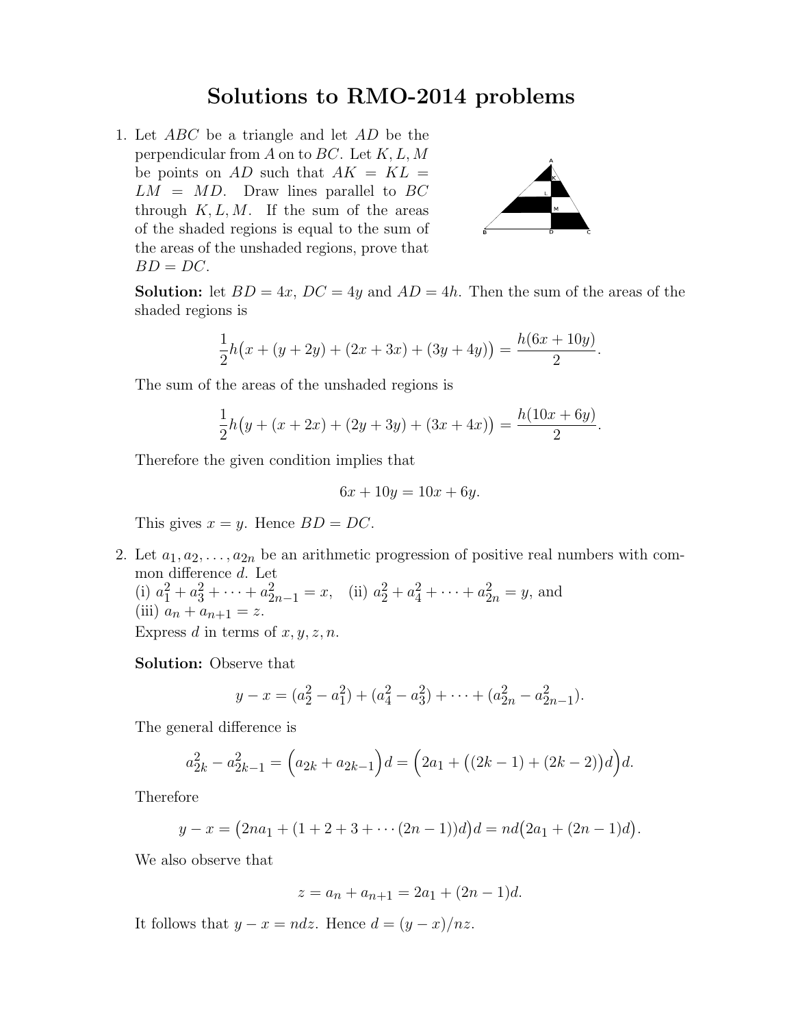# Solutions to RMO-2014 problems

1. Let $ABC$ be a triangle and let $AD$ be the perpendicular from $A$ on to $BC$. Let $K, L, M$ be points on $AD$ such that $AK = KL = LM = MD$. Draw lines parallel to $BC$ through $K, L, M$. If the sum of the areas of the shaded regions is equal to the sum of the areas of the unshaded regions, prove that $BD = DC$.

   **Solution:** let $BD = 4x$, $DC = 4y$ and $AD = 4h$. Then the sum of the areas of the shaded regions is

   $$\frac{1}{2}h\big(x + (y + 2y) + (2x + 3x) + (3y + 4y)\big) = \frac{h(6x + 10y)}{2}.$$

   The sum of the areas of the unshaded regions is

   $$\frac{1}{2}h\big(y + (x + 2x) + (2y + 3y) + (3x + 4x)\big) = \frac{h(10x + 6y)}{2}.$$

   Therefore the given condition implies that

   $$6x + 10y = 10x + 6y.$$

   This gives $x = y$. Hence $BD = DC$.

2. Let $a_1, a_2, \ldots, a_{2n}$ be an arithmetic progression of positive real numbers with common difference $d$. Let
   (i) $a_1^2 + a_3^2 + \cdots + a_{2n-1}^2 = x$, (ii) $a_2^2 + a_4^2 + \cdots + a_{2n}^2 = y$, and
   (iii) $a_n + a_{n+1} = z$.
   Express $d$ in terms of $x, y, z, n$.

   **Solution:** Observe that

   $$y - x = (a_2^2 - a_1^2) + (a_4^2 - a_3^2) + \cdots + (a_{2n}^2 - a_{2n-1}^2).$$

   The general difference is

   $$a_{2k}^2 - a_{2k-1}^2 = \Big(a_{2k} + a_{2k-1}\Big)d = \Big(2a_1 + \big((2k-1) + (2k-2)\big)d\Big)d.$$

   Therefore

   $$y - x = \big(2na_1 + (1 + 2 + 3 + \cdots (2n-1))d\big)d = nd\big(2a_1 + (2n-1)d\big).$$

   We also observe that

   $$z = a_n + a_{n+1} = 2a_1 + (2n-1)d.$$

   It follows that $y - x = ndz$. Hence $d = (y - x)/nz$.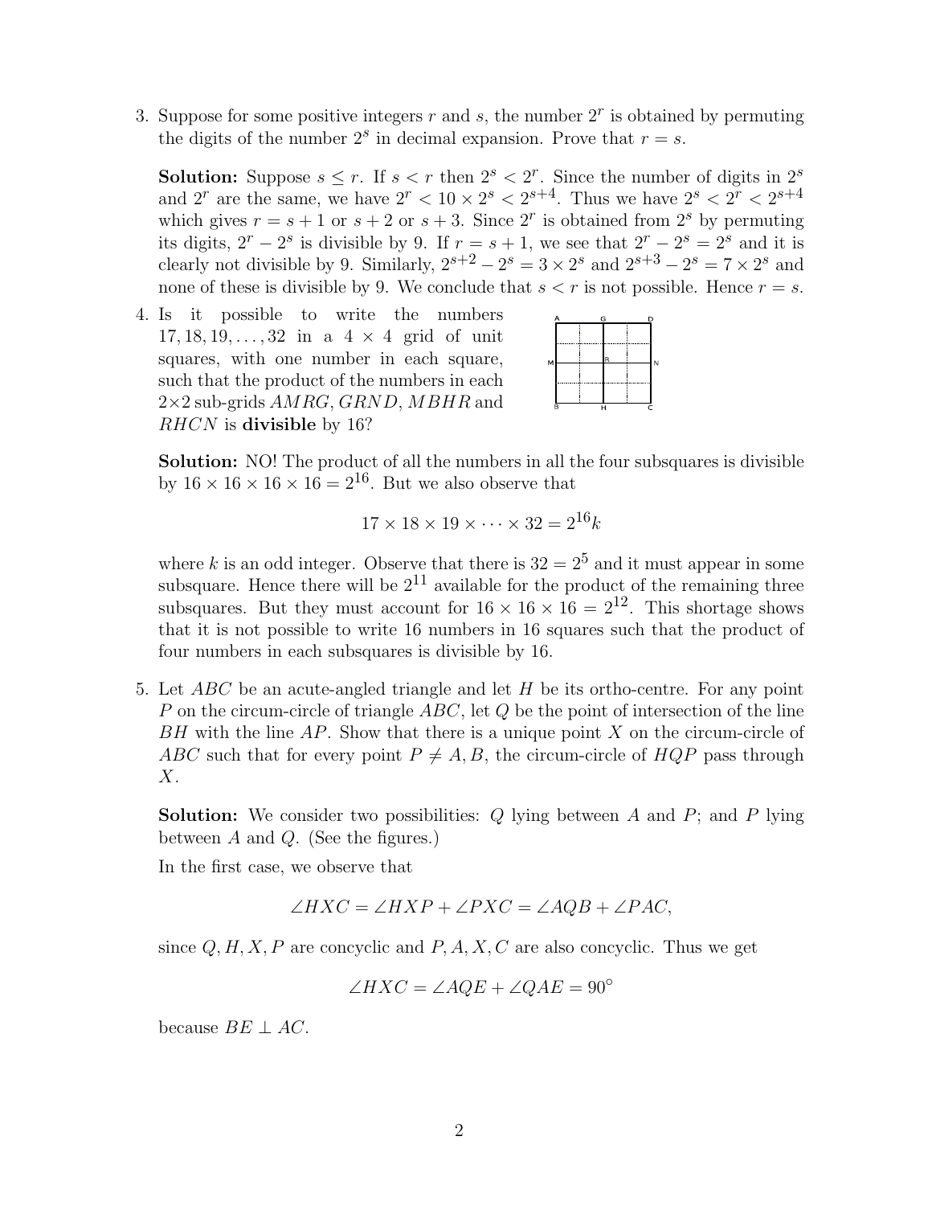3. Suppose for some positive integers $r$ and $s$, the number $2^r$ is obtained by permuting the digits of the number $2^s$ in decimal expansion. Prove that $r = s$.

   **Solution:** Suppose $s \le r$. If $s < r$ then $2^s < 2^r$. Since the number of digits in $2^s$ and $2^r$ are the same, we have $2^r < 10 \times 2^s < 2^{s+4}$. Thus we have $2^s < 2^r < 2^{s+4}$ which gives $r = s+1$ or $s+2$ or $s+3$. Since $2^r$ is obtained from $2^s$ by permuting its digits, $2^r - 2^s$ is divisible by 9. If $r = s+1$, we see that $2^r - 2^s = 2^s$ and it is clearly not divisible by 9. Similarly, $2^{s+2} - 2^s = 3 \times 2^s$ and $2^{s+3} - 2^s = 7 \times 2^s$ and none of these is divisible by 9. We conclude that $s < r$ is not possible. Hence $r = s$.

4. Is it possible to write the numbers $17, 18, 19, \ldots, 32$ in a $4 \times 4$ grid of unit squares, with one number in each square, such that the product of the numbers in each $2{\times}2$ sub-grids $AMRG$, $GRND$, $MBHR$ and $RHCN$ is **divisible** by 16?

   **Solution:** NO! The product of all the numbers in all the four subsquares is divisible by $16 \times 16 \times 16 \times 16 = 2^{16}$. But we also observe that

$$17 \times 18 \times 19 \times \cdots \times 32 = 2^{16} k$$

   where $k$ is an odd integer. Observe that there is $32 = 2^5$ and it must appear in some subsquare. Hence there will be $2^{11}$ available for the product of the remaining three subsquares. But they must account for $16 \times 16 \times 16 = 2^{12}$. This shortage shows that it is not possible to write 16 numbers in 16 squares such that the product of four numbers in each subsquares is divisible by 16.

5. Let $ABC$ be an acute-angled triangle and let $H$ be its ortho-centre. For any point $P$ on the circum-circle of triangle $ABC$, let $Q$ be the point of intersection of the line $BH$ with the line $AP$. Show that there is a unique point $X$ on the circum-circle of $ABC$ such that for every point $P \neq A, B$, the circum-circle of $HQP$ pass through $X$.

   **Solution:** We consider two possibilities: $Q$ lying between $A$ and $P$; and $P$ lying between $A$ and $Q$. (See the figures.)

   In the first case, we observe that

$$\angle HXC = \angle HXP + \angle PXC = \angle AQB + \angle PAC,$$

   since $Q, H, X, P$ are concyclic and $P, A, X, C$ are also concyclic. Thus we get

$$\angle HXC = \angle AQE + \angle QAE = 90^\circ$$

   because $BE \perp AC$.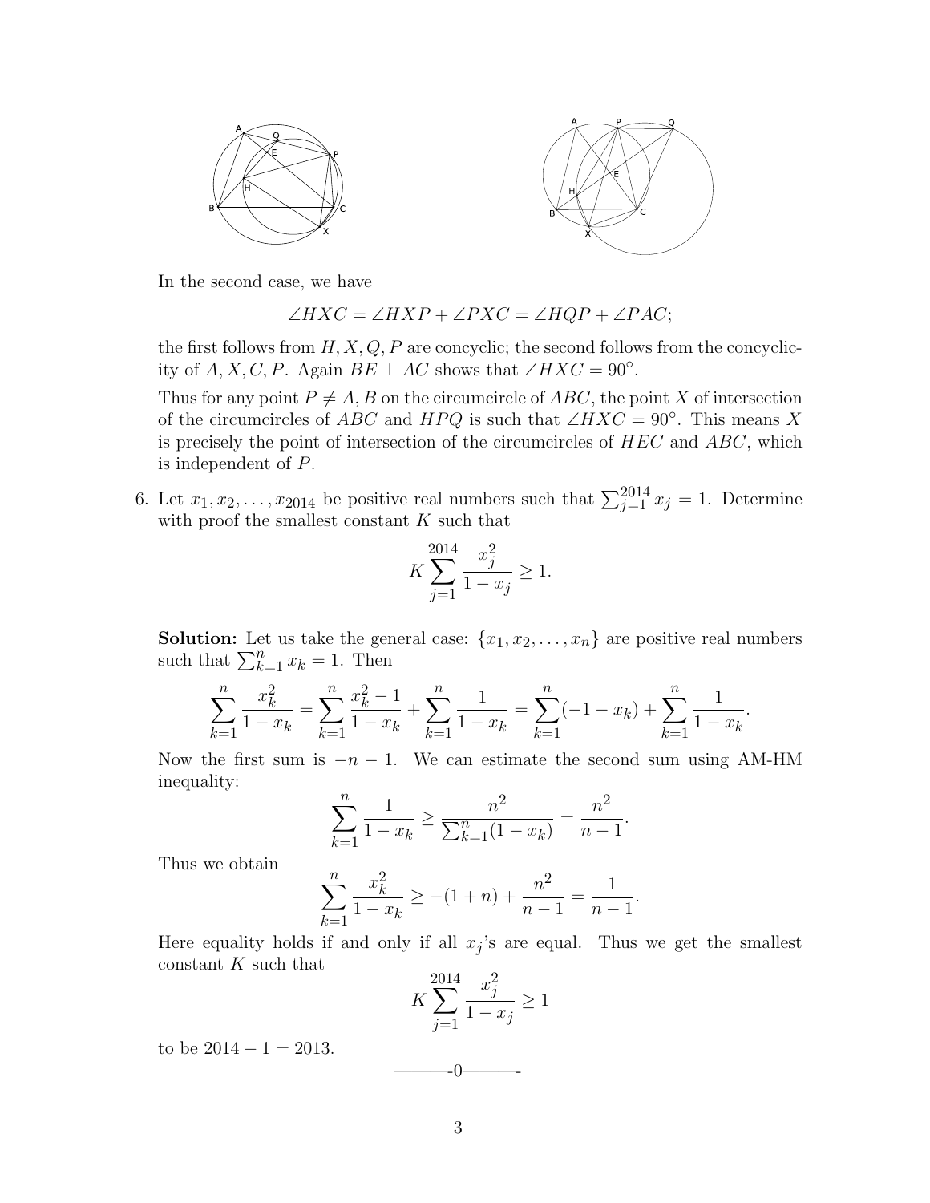In the second case, we have

$$\angle HXC = \angle HXP + \angle PXC = \angle HQP + \angle PAC;$$

the first follows from $H, X, Q, P$ are concyclic; the second follows from the concyclicity of $A, X, C, P$. Again $BE \perp AC$ shows that $\angle HXC = 90°$.

Thus for any point $P \neq A, B$ on the circumcircle of $ABC$, the point $X$ of intersection of the circumcircles of $ABC$ and $HPQ$ is such that $\angle HXC = 90°$. This means $X$ is precisely the point of intersection of the circumcircles of $HEC$ and $ABC$, which is independent of $P$.

6. Let $x_1, x_2, \ldots, x_{2014}$ be positive real numbers such that $\sum_{j=1}^{2014} x_j = 1$. Determine with proof the smallest constant $K$ such that

$$K \sum_{j=1}^{2014} \frac{x_j^2}{1 - x_j} \geq 1.$$

**Solution:** Let us take the general case: $\{x_1, x_2, \ldots, x_n\}$ are positive real numbers such that $\sum_{k=1}^{n} x_k = 1$. Then

$$\sum_{k=1}^{n} \frac{x_k^2}{1-x_k} = \sum_{k=1}^{n} \frac{x_k^2 - 1}{1-x_k} + \sum_{k=1}^{n} \frac{1}{1-x_k} = \sum_{k=1}^{n} (-1 - x_k) + \sum_{k=1}^{n} \frac{1}{1-x_k}.$$

Now the first sum is $-n-1$. We can estimate the second sum using AM-HM inequality:

$$\sum_{k=1}^{n} \frac{1}{1-x_k} \geq \frac{n^2}{\sum_{k=1}^{n}(1-x_k)} = \frac{n^2}{n-1}.$$

Thus we obtain

$$\sum_{k=1}^{n} \frac{x_k^2}{1-x_k} \geq -(1+n) + \frac{n^2}{n-1} = \frac{1}{n-1}.$$

Here equality holds if and only if all $x_j$'s are equal. Thus we get the smallest constant $K$ such that

$$K \sum_{j=1}^{2014} \frac{x_j^2}{1-x_j} \geq 1$$

to be $2014 - 1 = 2013$.

———-0———-